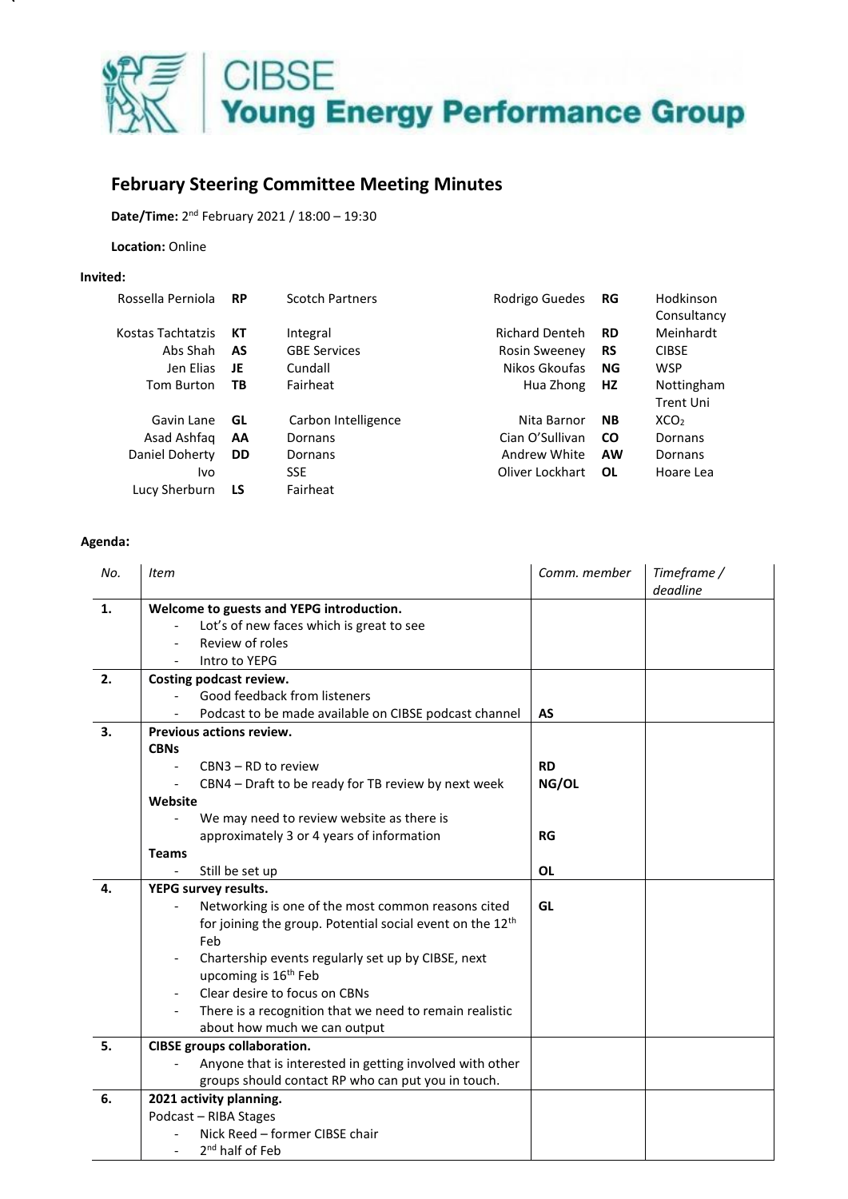CIBSE Young Energy Performance Group

## February Steering Committee Meeting Minutes

**Date/Time:** 2nd February 2021 / 18:00 – 19:30

**Location:** Online

**Invited:**

| Name | Initials | Organisation | Name | Initials | Organisation |
|---|---|---|---|---|---|
| Rossella Perniola | **RP** | Scotch Partners | Rodrigo Guedes | **RG** | Hodkinson Consultancy |
| Kostas Tachtatzis | **KT** | Integral | Richard Denteh | **RD** | Meinhardt |
| Abs Shah | **AS** | GBE Services | Rosin Sweeney | **RS** | CIBSE |
| Jen Elias | **JE** | Cundall | Nikos Gkoufas | **NG** | WSP |
| Tom Burton | **TB** | Fairheat | Hua Zhong | **HZ** | Nottingham Trent Uni |
| Gavin Lane | **GL** | Carbon Intelligence | Nita Barnor | **NB** | XC$O_2$ |
| Asad Ashfaq | **AA** | Dornans | Cian O'Sullivan | **CO** | Dornans |
| Daniel Doherty | **DD** | Dornans | Andrew White | **AW** | Dornans |
| Ivo | | SSE | Oliver Lockhart | **OL** | Hoare Lea |
| Lucy Sherburn | **LS** | Fairheat | | | |

**Agenda:**

| *No.* | *Item* | *Comm. member* | *Timeframe / deadline* |
|---|---|---|---|
| **1.** | **Welcome to guests and YEPG introduction.**<br>- Lot's of new faces which is great to see<br>- Review of roles<br>- Intro to YEPG | | |
| **2.** | **Costing podcast review.**<br>- Good feedback from listeners<br>- Podcast to be made available on CIBSE podcast channel | **AS** | |
| **3.** | **Previous actions review.**<br>**CBNs**<br>- CBN3 – RD to review<br>- CBN4 – Draft to be ready for TB review by next week<br>**Website**<br>- We may need to review website as there is approximately 3 or 4 years of information<br>**Teams**<br>- Still be set up | **RD**<br>**NG/OL**<br><br>**RG**<br><br>**OL** | |
| **4.** | **YEPG survey results.**<br>- Networking is one of the most common reasons cited for joining the group. Potential social event on the 12th Feb<br>- Chartership events regularly set up by CIBSE, next upcoming is 16th Feb<br>- Clear desire to focus on CBNs<br>- There is a recognition that we need to remain realistic about how much we can output | **GL** | |
| **5.** | **CIBSE groups collaboration.**<br>- Anyone that is interested in getting involved with other groups should contact RP who can put you in touch. | | |
| **6.** | **2021 activity planning.**<br>Podcast – RIBA Stages<br>- Nick Reed – former CIBSE chair<br>- 2nd half of Feb | | |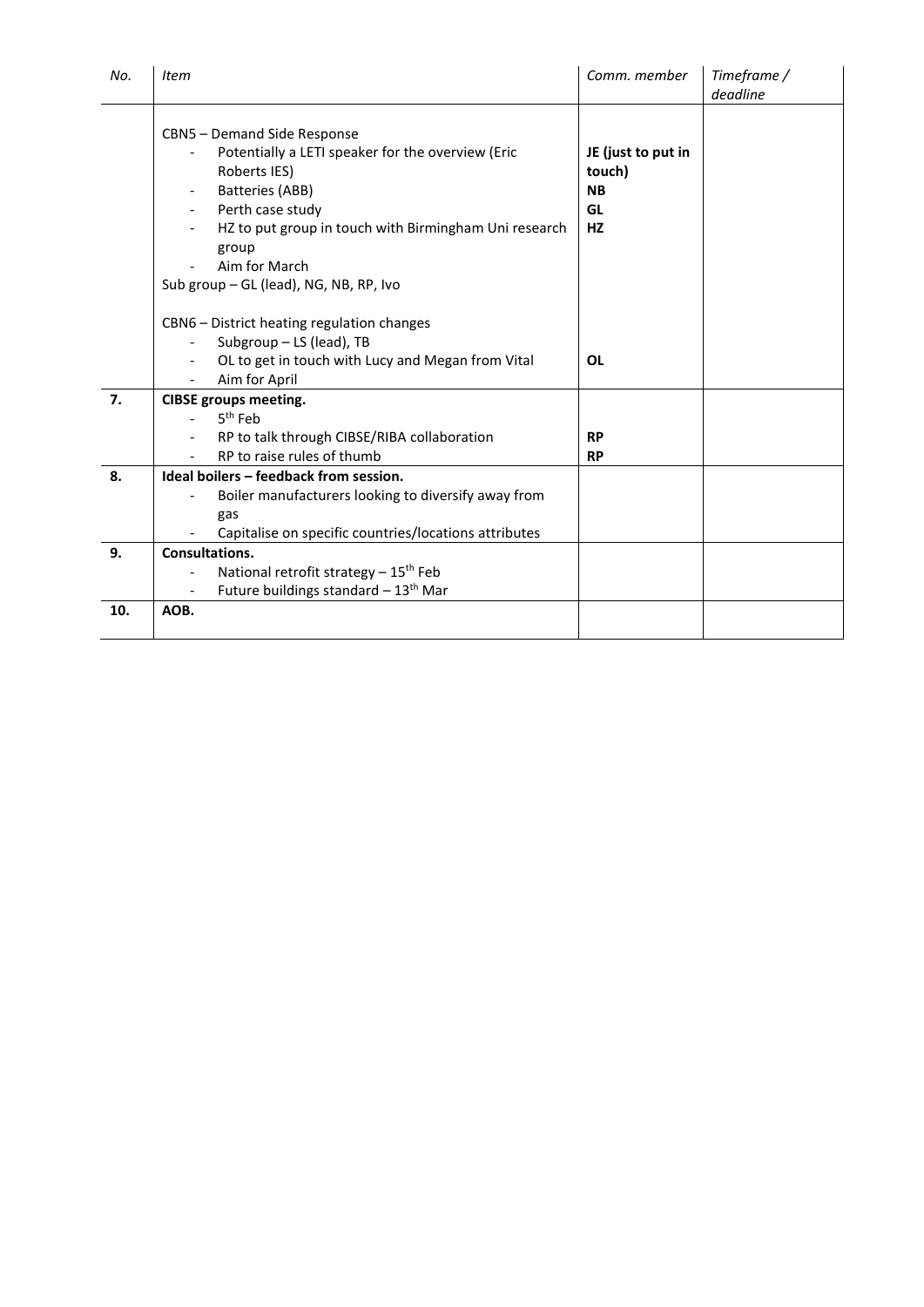| *No.* | *Item* | *Comm. member* | *Timeframe / deadline* |
|---|---|---|---|
| | CBN5 – Demand Side Response<br>- Potentially a LETI speaker for the overview (Eric Roberts IES)<br>- Batteries (ABB)<br>- Perth case study<br>- HZ to put group in touch with Birmingham Uni research group<br>- Aim for March<br>Sub group – GL (lead), NG, NB, RP, Ivo<br><br>CBN6 – District heating regulation changes<br>- Subgroup – LS (lead), TB<br>- OL to get in touch with Lucy and Megan from Vital<br>- Aim for April | **JE (just to put in touch)**<br>**NB**<br>**GL**<br>**HZ**<br><br><br><br><br><br>**OL** | |
| **7.** | **CIBSE groups meeting.**<br>- 5th Feb<br>- RP to talk through CIBSE/RIBA collaboration<br>- RP to raise rules of thumb | <br><br>**RP**<br>**RP** | |
| **8.** | **Ideal boilers – feedback from session.**<br>- Boiler manufacturers looking to diversify away from gas<br>- Capitalise on specific countries/locations attributes | | |
| **9.** | **Consultations.**<br>- National retrofit strategy – 15th Feb<br>- Future buildings standard – 13th Mar | | |
| **10.** | **AOB.** | | |